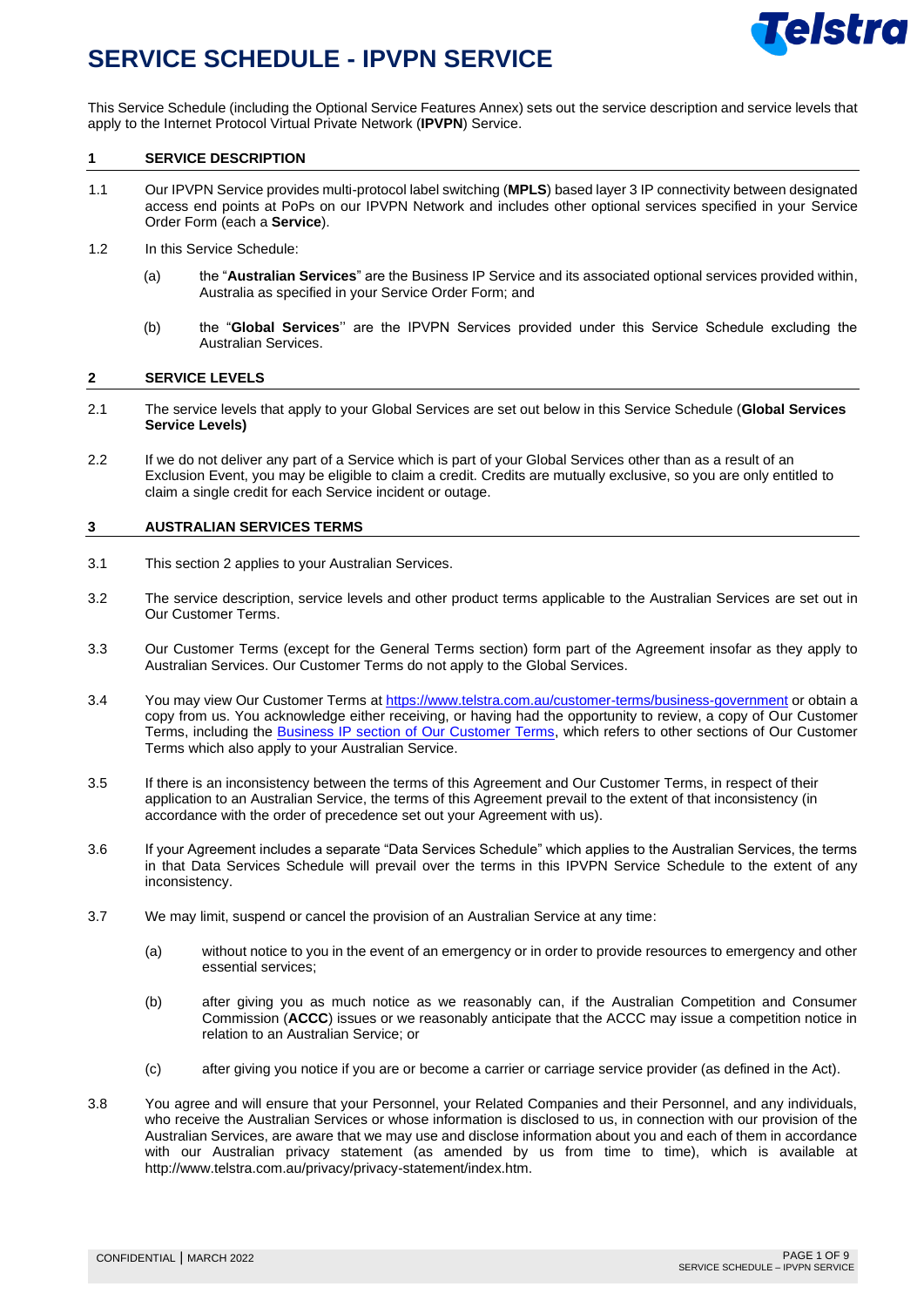# SERVICE SCHEDULE - IPVPN SERVICE

This Service Schedule (including the Optional Service Features Annex) sets out the service description and service levels that apply to the Internet Protocol Virtual Private Network (**IPVPN**) Service.

## 1 SERVICE DESCRIPTION

1.1 Our IPVPN Service provides multi-protocol label switching (**MPLS**) based layer 3 IP connectivity between designated access end points at PoPs on our IPVPN Network and includes other optional services specified in your Service Order Form (each a **Service**).

1.2 In this Service Schedule:

(a) the "**Australian Services**" are the Business IP Service and its associated optional services provided within, Australia as specified in your Service Order Form; and

(b) the "**Global Services**'' are the IPVPN Services provided under this Service Schedule excluding the Australian Services.

## 2 SERVICE LEVELS

2.1 The service levels that apply to your Global Services are set out below in this Service Schedule (**Global Services Service Levels)**

2.2 If we do not deliver any part of a Service which is part of your Global Services other than as a result of an Exclusion Event, you may be eligible to claim a credit. Credits are mutually exclusive, so you are only entitled to claim a single credit for each Service incident or outage.

## 3 AUSTRALIAN SERVICES TERMS

3.1 This section 2 applies to your Australian Services.

3.2 The service description, service levels and other product terms applicable to the Australian Services are set out in Our Customer Terms.

3.3 Our Customer Terms (except for the General Terms section) form part of the Agreement insofar as they apply to Australian Services. Our Customer Terms do not apply to the Global Services.

3.4 You may view Our Customer Terms at https://www.telstra.com.au/customer-terms/business-government or obtain a copy from us. You acknowledge either receiving, or having had the opportunity to review, a copy of Our Customer Terms, including the Business IP section of Our Customer Terms, which refers to other sections of Our Customer Terms which also apply to your Australian Service.

3.5 If there is an inconsistency between the terms of this Agreement and Our Customer Terms, in respect of their application to an Australian Service, the terms of this Agreement prevail to the extent of that inconsistency (in accordance with the order of precedence set out your Agreement with us).

3.6 If your Agreement includes a separate "Data Services Schedule" which applies to the Australian Services, the terms in that Data Services Schedule will prevail over the terms in this IPVPN Service Schedule to the extent of any inconsistency.

3.7 We may limit, suspend or cancel the provision of an Australian Service at any time:

(a) without notice to you in the event of an emergency or in order to provide resources to emergency and other essential services;

(b) after giving you as much notice as we reasonably can, if the Australian Competition and Consumer Commission (**ACCC**) issues or we reasonably anticipate that the ACCC may issue a competition notice in relation to an Australian Service; or

(c) after giving you notice if you are or become a carrier or carriage service provider (as defined in the Act).

3.8 You agree and will ensure that your Personnel, your Related Companies and their Personnel, and any individuals, who receive the Australian Services or whose information is disclosed to us, in connection with our provision of the Australian Services, are aware that we may use and disclose information about you and each of them in accordance with our Australian privacy statement (as amended by us from time to time), which is available at http://www.telstra.com.au/privacy/privacy-statement/index.htm.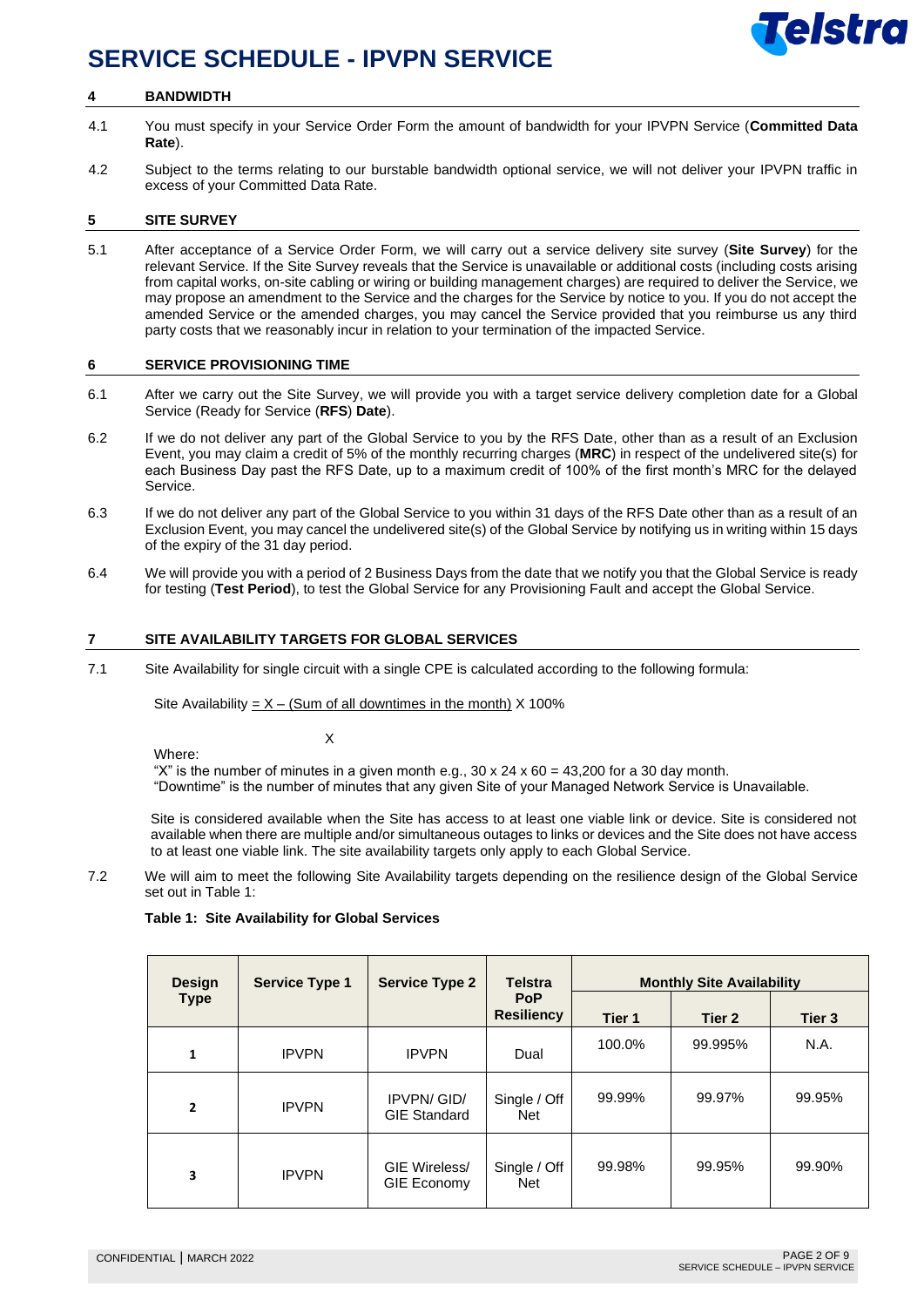## 4 BANDWIDTH

4.1 You must specify in your Service Order Form the amount of bandwidth for your IPVPN Service (**Committed Data Rate**).

4.2 Subject to the terms relating to our burstable bandwidth optional service, we will not deliver your IPVPN traffic in excess of your Committed Data Rate.

## 5 SITE SURVEY

5.1 After acceptance of a Service Order Form, we will carry out a service delivery site survey (**Site Survey**) for the relevant Service. If the Site Survey reveals that the Service is unavailable or additional costs (including costs arising from capital works, on-site cabling or wiring or building management charges) are required to deliver the Service, we may propose an amendment to the Service and the charges for the Service by notice to you. If you do not accept the amended Service or the amended charges, you may cancel the Service provided that you reimburse us any third party costs that we reasonably incur in relation to your termination of the impacted Service.

## 6 SERVICE PROVISIONING TIME

6.1 After we carry out the Site Survey, we will provide you with a target service delivery completion date for a Global Service (Ready for Service (**RFS**) **Date**).

6.2 If we do not deliver any part of the Global Service to you by the RFS Date, other than as a result of an Exclusion Event, you may claim a credit of 5% of the monthly recurring charges (**MRC**) in respect of the undelivered site(s) for each Business Day past the RFS Date, up to a maximum credit of 100% of the first month's MRC for the delayed Service.

6.3 If we do not deliver any part of the Global Service to you within 31 days of the RFS Date other than as a result of an Exclusion Event, you may cancel the undelivered site(s) of the Global Service by notifying us in writing within 15 days of the expiry of the 31 day period.

6.4 We will provide you with a period of 2 Business Days from the date that we notify you that the Global Service is ready for testing (**Test Period**), to test the Global Service for any Provisioning Fault and accept the Global Service.

## 7 SITE AVAILABILITY TARGETS FOR GLOBAL SERVICES

7.1 Site Availability for single circuit with a single CPE is calculated according to the following formula:

$$\text{Site Availability} = \frac{X - (\text{Sum of all downtimes in the month})}{X} \times 100\%$$

Where:
"X" is the number of minutes in a given month e.g., 30 x 24 x 60 = 43,200 for a 30 day month.
"Downtime" is the number of minutes that any given Site of your Managed Network Service is Unavailable.

Site is considered available when the Site has access to at least one viable link or device. Site is considered not available when there are multiple and/or simultaneous outages to links or devices and the Site does not have access to at least one viable link. The site availability targets only apply to each Global Service.

7.2 We will aim to meet the following Site Availability targets depending on the resilience design of the Global Service set out in Table 1:

**Table 1: Site Availability for Global Services**

| Design Type | Service Type 1 | Service Type 2 | Telstra PoP Resiliency | Monthly Site Availability | | |
|---|---|---|---|---|---|---|
| | | | | Tier 1 | Tier 2 | Tier 3 |
| 1 | IPVPN | IPVPN | Dual | 100.0% | 99.995% | N.A. |
| 2 | IPVPN | IPVPN/ GID/ GIE Standard | Single / Off Net | 99.99% | 99.97% | 99.95% |
| 3 | IPVPN | GIE Wireless/ GIE Economy | Single / Off Net | 99.98% | 99.95% | 99.90% |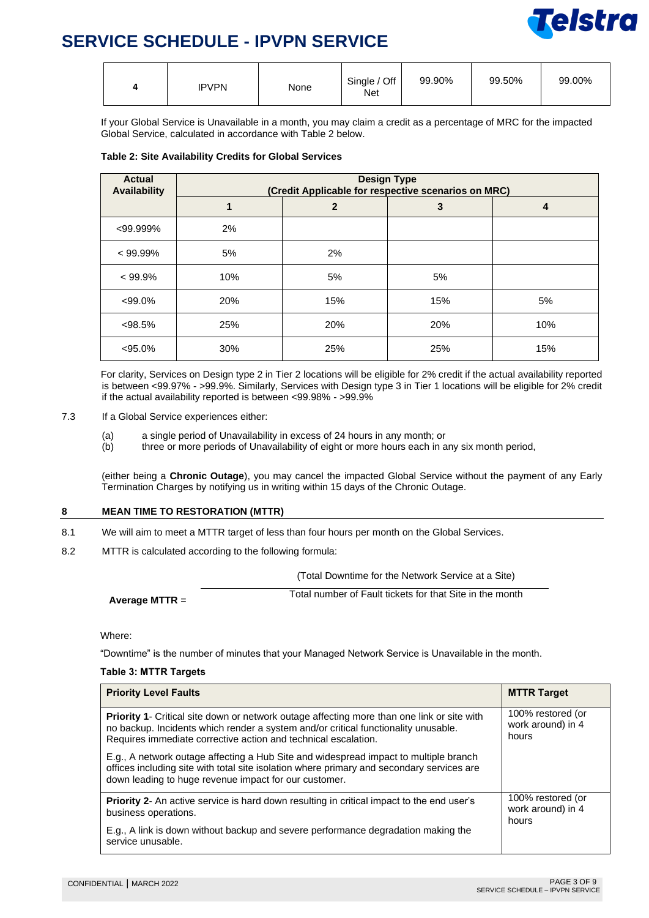| 4 | IPVPN | None | Single / Off Net | 99.90% | 99.50% | 99.00% |
|---|---|---|---|---|---|---|

If your Global Service is Unavailable in a month, you may claim a credit as a percentage of MRC for the impacted Global Service, calculated in accordance with Table 2 below.

**Table 2: Site Availability Credits for Global Services**

| Actual Availability | Design Type (Credit Applicable for respective scenarios on MRC) | | | |
|---|---|---|---|---|
| | 1 | 2 | 3 | 4 |
| <99.999% | 2% | | | |
| < 99.99% | 5% | 2% | | |
| < 99.9% | 10% | 5% | 5% | |
| <99.0% | 20% | 15% | 15% | 5% |
| <98.5% | 25% | 20% | 20% | 10% |
| <95.0% | 30% | 25% | 25% | 15% |

For clarity, Services on Design type 2 in Tier 2 locations will be eligible for 2% credit if the actual availability reported is between <99.97% - >99.9%. Similarly, Services with Design type 3 in Tier 1 locations will be eligible for 2% credit if the actual availability reported is between <99.98% - >99.9%

7.3 If a Global Service experiences either:

(a) a single period of Unavailability in excess of 24 hours in any month; or
(b) three or more periods of Unavailability of eight or more hours each in any six month period,

(either being a **Chronic Outage**), you may cancel the impacted Global Service without the payment of any Early Termination Charges by notifying us in writing within 15 days of the Chronic Outage.

## 8 MEAN TIME TO RESTORATION (MTTR)

8.1 We will aim to meet a MTTR target of less than four hours per month on the Global Services.

8.2 MTTR is calculated according to the following formula:

$$\textbf{Average MTTR} = \frac{\text{(Total Downtime for the Network Service at a Site)}}{\text{Total number of Fault tickets for that Site in the month}}$$

Where:

"Downtime" is the number of minutes that your Managed Network Service is Unavailable in the month.

**Table 3: MTTR Targets**

| Priority Level Faults | MTTR Target |
|---|---|
| **Priority 1**- Critical site down or network outage affecting more than one link or site with no backup. Incidents which render a system and/or critical functionality unusable. Requires immediate corrective action and technical escalation.<br><br>E.g., A network outage affecting a Hub Site and widespread impact to multiple branch offices including site with total site isolation where primary and secondary services are down leading to huge revenue impact for our customer. | 100% restored (or work around) in 4 hours |
| **Priority 2**- An active service is hard down resulting in critical impact to the end user's business operations.<br><br>E.g., A link is down without backup and severe performance degradation making the service unusable. | 100% restored (or work around) in 4 hours |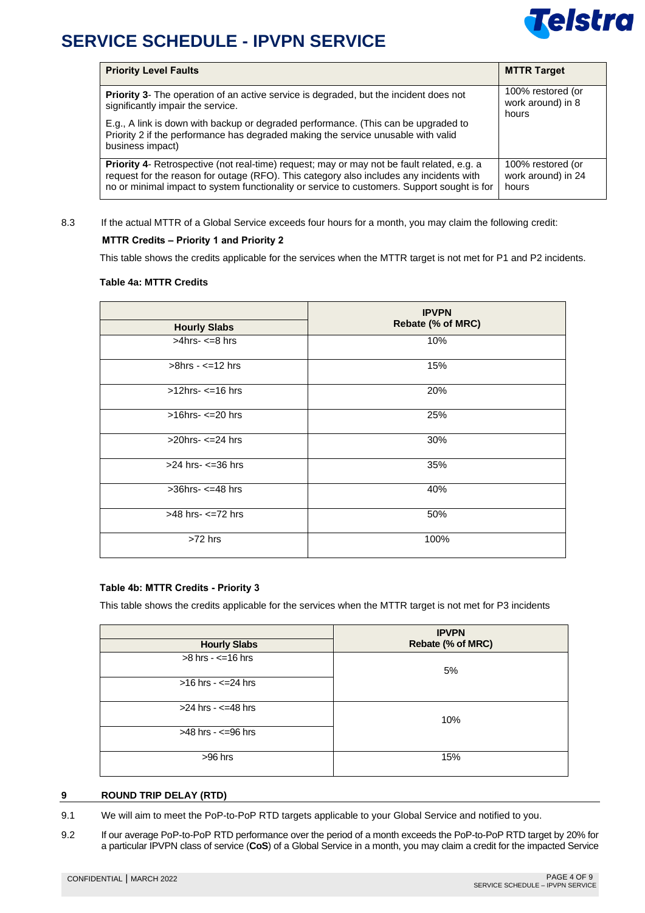| Priority Level Faults | MTTR Target |
|---|---|
| **Priority 3**- The operation of an active service is degraded, but the incident does not significantly impair the service.<br><br>E.g., A link is down with backup or degraded performance. (This can be upgraded to Priority 2 if the performance has degraded making the service unusable with valid business impact) | 100% restored (or work around) in 8 hours |
| **Priority 4**- Retrospective (not real-time) request; may or may not be fault related, e.g. a request for the reason for outage (RFO). This category also includes any incidents with no or minimal impact to system functionality or service to customers. Support sought is for | 100% restored (or work around) in 24 hours |

8.3 If the actual MTTR of a Global Service exceeds four hours for a month, you may claim the following credit:

**MTTR Credits – Priority 1 and Priority 2**

This table shows the credits applicable for the services when the MTTR target is not met for P1 and P2 incidents.

**Table 4a: MTTR Credits**

| Hourly Slabs | IPVPN Rebate (% of MRC) |
|---|---|
| >4hrs- <=8 hrs | 10% |
| >8hrs - <=12 hrs | 15% |
| >12hrs- <=16 hrs | 20% |
| >16hrs- <=20 hrs | 25% |
| >20hrs- <=24 hrs | 30% |
| >24 hrs- <=36 hrs | 35% |
| >36hrs- <=48 hrs | 40% |
| >48 hrs- <=72 hrs | 50% |
| >72 hrs | 100% |

**Table 4b: MTTR Credits - Priority 3**

This table shows the credits applicable for the services when the MTTR target is not met for P3 incidents

| Hourly Slabs | IPVPN Rebate (% of MRC) |
|---|---|
| >8 hrs - <=16 hrs | 5% |
| >16 hrs - <=24 hrs | |
| >24 hrs - <=48 hrs | 10% |
| >48 hrs - <=96 hrs | |
| >96 hrs | 15% |

## 9 ROUND TRIP DELAY (RTD)

9.1 We will aim to meet the PoP-to-PoP RTD targets applicable to your Global Service and notified to you.

9.2 If our average PoP-to-PoP RTD performance over the period of a month exceeds the PoP-to-PoP RTD target by 20% for a particular IPVPN class of service (**CoS**) of a Global Service in a month, you may claim a credit for the impacted Service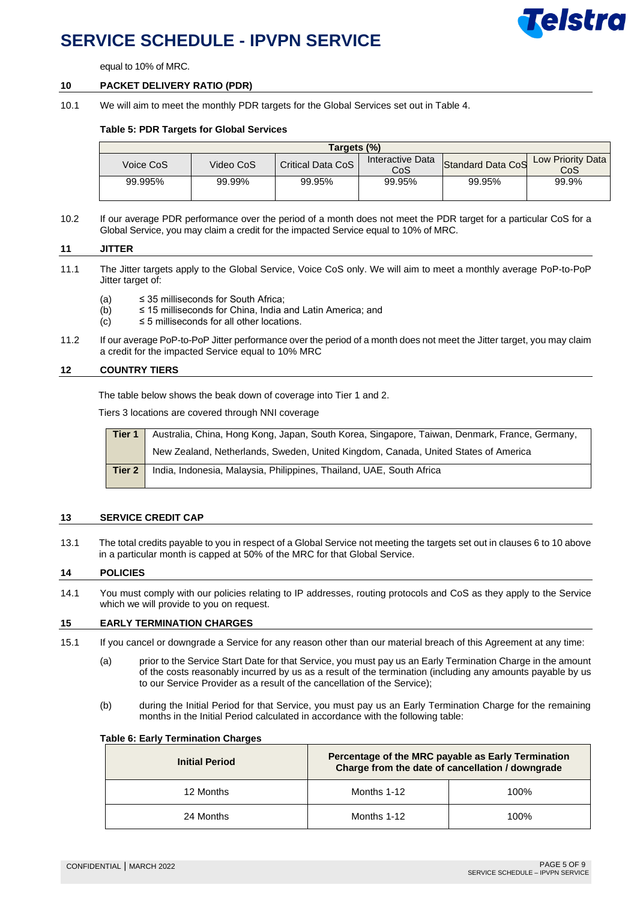equal to 10% of MRC.

## 10 PACKET DELIVERY RATIO (PDR)

10.1 We will aim to meet the monthly PDR targets for the Global Services set out in Table 4.

**Table 5: PDR Targets for Global Services**

| Targets (%) | | | | | |
|---|---|---|---|---|---|
| Voice CoS | Video CoS | Critical Data CoS | Interactive Data CoS | Standard Data CoS | Low Priority Data CoS |
| 99.995% | 99.99% | 99.95% | 99.95% | 99.95% | 99.9% |

10.2 If our average PDR performance over the period of a month does not meet the PDR target for a particular CoS for a Global Service, you may claim a credit for the impacted Service equal to 10% of MRC.

## 11 JITTER

11.1 The Jitter targets apply to the Global Service, Voice CoS only. We will aim to meet a monthly average PoP-to-PoP Jitter target of:

(a) ≤ 35 milliseconds for South Africa;
(b) ≤ 15 milliseconds for China, India and Latin America; and
(c) ≤ 5 milliseconds for all other locations.

11.2 If our average PoP-to-PoP Jitter performance over the period of a month does not meet the Jitter target, you may claim a credit for the impacted Service equal to 10% MRC

## 12 COUNTRY TIERS

The table below shows the beak down of coverage into Tier 1 and 2.

Tiers 3 locations are covered through NNI coverage

| | |
|---|---|
| **Tier 1** | Australia, China, Hong Kong, Japan, South Korea, Singapore, Taiwan, Denmark, France, Germany, New Zealand, Netherlands, Sweden, United Kingdom, Canada, United States of America |
| **Tier 2** | India, Indonesia, Malaysia, Philippines, Thailand, UAE, South Africa |

## 13 SERVICE CREDIT CAP

13.1 The total credits payable to you in respect of a Global Service not meeting the targets set out in clauses 6 to 10 above in a particular month is capped at 50% of the MRC for that Global Service.

## 14 POLICIES

14.1 You must comply with our policies relating to IP addresses, routing protocols and CoS as they apply to the Service which we will provide to you on request.

## 15 EARLY TERMINATION CHARGES

15.1 If you cancel or downgrade a Service for any reason other than our material breach of this Agreement at any time:

(a) prior to the Service Start Date for that Service, you must pay us an Early Termination Charge in the amount of the costs reasonably incurred by us as a result of the termination (including any amounts payable by us to our Service Provider as a result of the cancellation of the Service);

(b) during the Initial Period for that Service, you must pay us an Early Termination Charge for the remaining months in the Initial Period calculated in accordance with the following table:

**Table 6: Early Termination Charges**

| Initial Period | Percentage of the MRC payable as Early Termination Charge from the date of cancellation / downgrade | |
|---|---|---|
| 12 Months | Months 1-12 | 100% |
| 24 Months | Months 1-12 | 100% |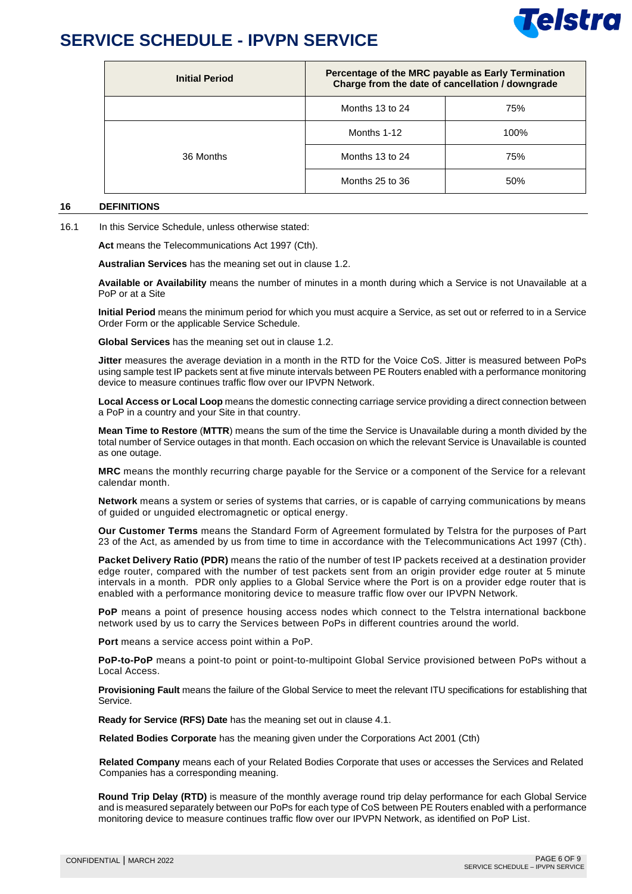| Initial Period | Percentage of the MRC payable as Early Termination Charge from the date of cancellation / downgrade | |
|---|---|---|
| | Months 13 to 24 | 75% |
| 36 Months | Months 1-12 | 100% |
| | Months 13 to 24 | 75% |
| | Months 25 to 36 | 50% |

## 16 DEFINITIONS

16.1 In this Service Schedule, unless otherwise stated:

**Act** means the Telecommunications Act 1997 (Cth).

**Australian Services** has the meaning set out in clause 1.2.

**Available or Availability** means the number of minutes in a month during which a Service is not Unavailable at a PoP or at a Site

**Initial Period** means the minimum period for which you must acquire a Service, as set out or referred to in a Service Order Form or the applicable Service Schedule.

**Global Services** has the meaning set out in clause 1.2.

**Jitter** measures the average deviation in a month in the RTD for the Voice CoS. Jitter is measured between PoPs using sample test IP packets sent at five minute intervals between PE Routers enabled with a performance monitoring device to measure continues traffic flow over our IPVPN Network.

**Local Access or Local Loop** means the domestic connecting carriage service providing a direct connection between a PoP in a country and your Site in that country.

**Mean Time to Restore** (**MTTR**) means the sum of the time the Service is Unavailable during a month divided by the total number of Service outages in that month. Each occasion on which the relevant Service is Unavailable is counted as one outage.

**MRC** means the monthly recurring charge payable for the Service or a component of the Service for a relevant calendar month.

**Network** means a system or series of systems that carries, or is capable of carrying communications by means of guided or unguided electromagnetic or optical energy.

**Our Customer Terms** means the Standard Form of Agreement formulated by Telstra for the purposes of Part 23 of the Act, as amended by us from time to time in accordance with the Telecommunications Act 1997 (Cth).

**Packet Delivery Ratio (PDR)** means the ratio of the number of test IP packets received at a destination provider edge router, compared with the number of test packets sent from an origin provider edge router at 5 minute intervals in a month. PDR only applies to a Global Service where the Port is on a provider edge router that is enabled with a performance monitoring device to measure traffic flow over our IPVPN Network.

**PoP** means a point of presence housing access nodes which connect to the Telstra international backbone network used by us to carry the Services between PoPs in different countries around the world.

**Port** means a service access point within a PoP.

**PoP-to-PoP** means a point-to point or point-to-multipoint Global Service provisioned between PoPs without a Local Access.

**Provisioning Fault** means the failure of the Global Service to meet the relevant ITU specifications for establishing that Service.

**Ready for Service (RFS) Date** has the meaning set out in clause 4.1.

**Related Bodies Corporate** has the meaning given under the Corporations Act 2001 (Cth)

**Related Company** means each of your Related Bodies Corporate that uses or accesses the Services and Related Companies has a corresponding meaning.

**Round Trip Delay (RTD)** is measure of the monthly average round trip delay performance for each Global Service and is measured separately between our PoPs for each type of CoS between PE Routers enabled with a performance monitoring device to measure continues traffic flow over our IPVPN Network, as identified on PoP List.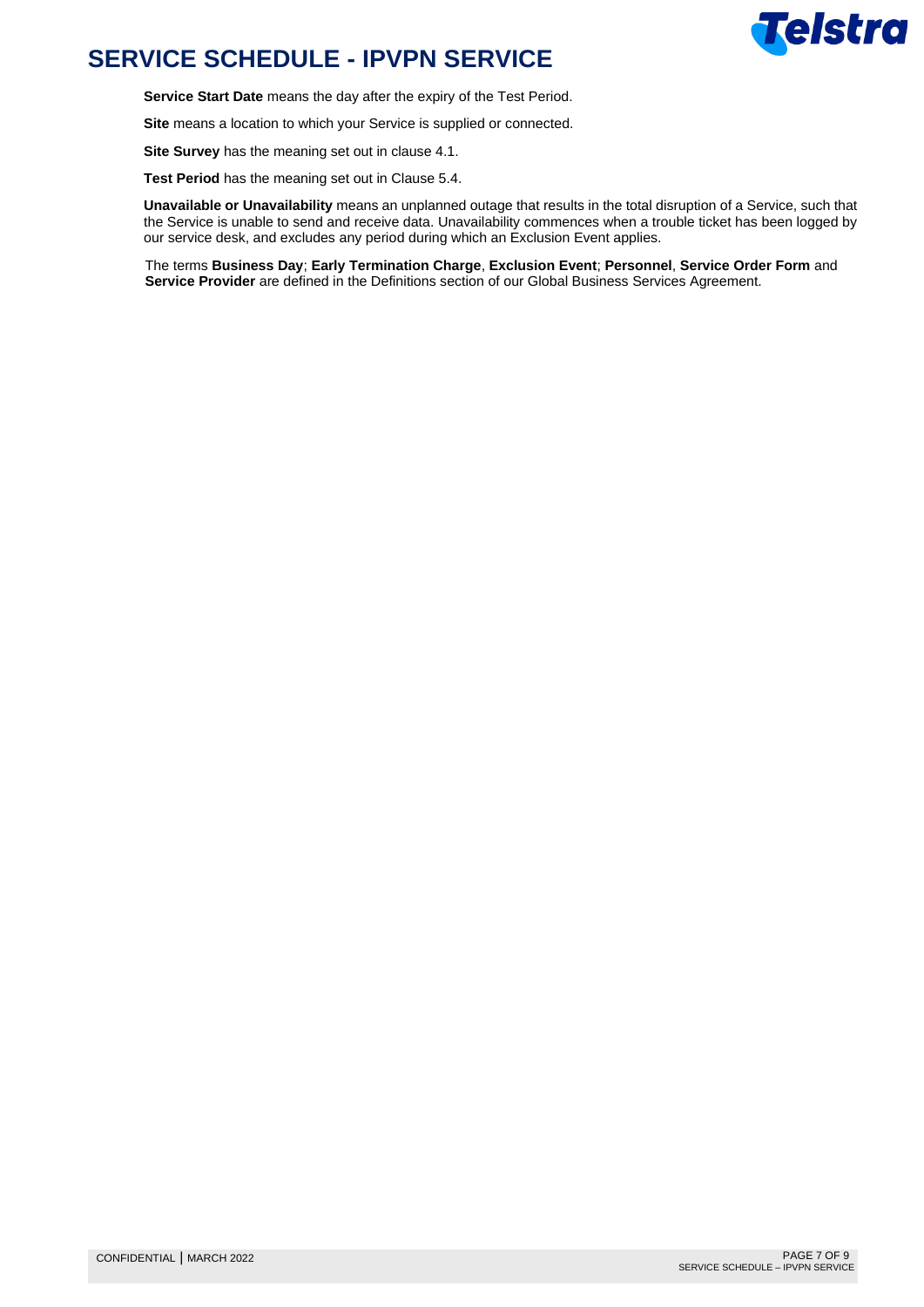**Service Start Date** means the day after the expiry of the Test Period.

**Site** means a location to which your Service is supplied or connected.

**Site Survey** has the meaning set out in clause 4.1.

**Test Period** has the meaning set out in Clause 5.4.

**Unavailable or Unavailability** means an unplanned outage that results in the total disruption of a Service, such that the Service is unable to send and receive data. Unavailability commences when a trouble ticket has been logged by our service desk, and excludes any period during which an Exclusion Event applies.

The terms **Business Day**; **Early Termination Charge**, **Exclusion Event**; **Personnel**, **Service Order Form** and **Service Provider** are defined in the Definitions section of our Global Business Services Agreement.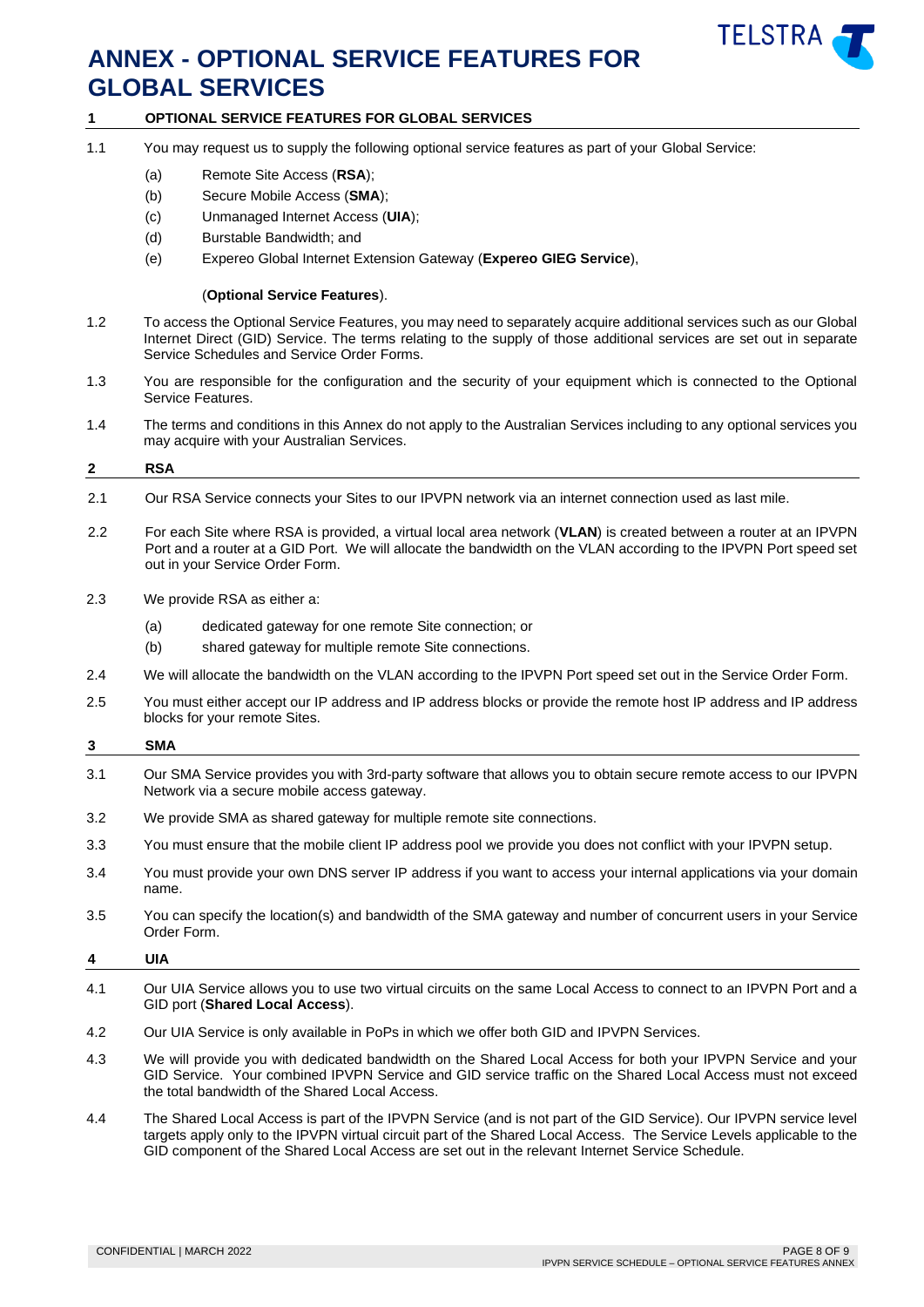# ANNEX - OPTIONAL SERVICE FEATURES FOR GLOBAL SERVICES

## 1 OPTIONAL SERVICE FEATURES FOR GLOBAL SERVICES

1.1 You may request us to supply the following optional service features as part of your Global Service:

(a) Remote Site Access (**RSA**);

(b) Secure Mobile Access (**SMA**);

(c) Unmanaged Internet Access (**UIA**);

(d) Burstable Bandwidth; and

(e) Expereo Global Internet Extension Gateway (**Expereo GIEG Service**),

(**Optional Service Features**).

1.2 To access the Optional Service Features, you may need to separately acquire additional services such as our Global Internet Direct (GID) Service. The terms relating to the supply of those additional services are set out in separate Service Schedules and Service Order Forms.

1.3 You are responsible for the configuration and the security of your equipment which is connected to the Optional Service Features.

1.4 The terms and conditions in this Annex do not apply to the Australian Services including to any optional services you may acquire with your Australian Services.

## 2 RSA

2.1 Our RSA Service connects your Sites to our IPVPN network via an internet connection used as last mile.

2.2 For each Site where RSA is provided, a virtual local area network (**VLAN**) is created between a router at an IPVPN Port and a router at a GID Port. We will allocate the bandwidth on the VLAN according to the IPVPN Port speed set out in your Service Order Form.

2.3 We provide RSA as either a:

(a) dedicated gateway for one remote Site connection; or

(b) shared gateway for multiple remote Site connections.

2.4 We will allocate the bandwidth on the VLAN according to the IPVPN Port speed set out in the Service Order Form.

2.5 You must either accept our IP address and IP address blocks or provide the remote host IP address and IP address blocks for your remote Sites.

## 3 SMA

3.1 Our SMA Service provides you with 3rd-party software that allows you to obtain secure remote access to our IPVPN Network via a secure mobile access gateway.

3.2 We provide SMA as shared gateway for multiple remote site connections.

3.3 You must ensure that the mobile client IP address pool we provide you does not conflict with your IPVPN setup.

3.4 You must provide your own DNS server IP address if you want to access your internal applications via your domain name.

3.5 You can specify the location(s) and bandwidth of the SMA gateway and number of concurrent users in your Service Order Form.

## 4 UIA

4.1 Our UIA Service allows you to use two virtual circuits on the same Local Access to connect to an IPVPN Port and a GID port (**Shared Local Access**).

4.2 Our UIA Service is only available in PoPs in which we offer both GID and IPVPN Services.

4.3 We will provide you with dedicated bandwidth on the Shared Local Access for both your IPVPN Service and your GID Service. Your combined IPVPN Service and GID service traffic on the Shared Local Access must not exceed the total bandwidth of the Shared Local Access.

4.4 The Shared Local Access is part of the IPVPN Service (and is not part of the GID Service). Our IPVPN service level targets apply only to the IPVPN virtual circuit part of the Shared Local Access. The Service Levels applicable to the GID component of the Shared Local Access are set out in the relevant Internet Service Schedule.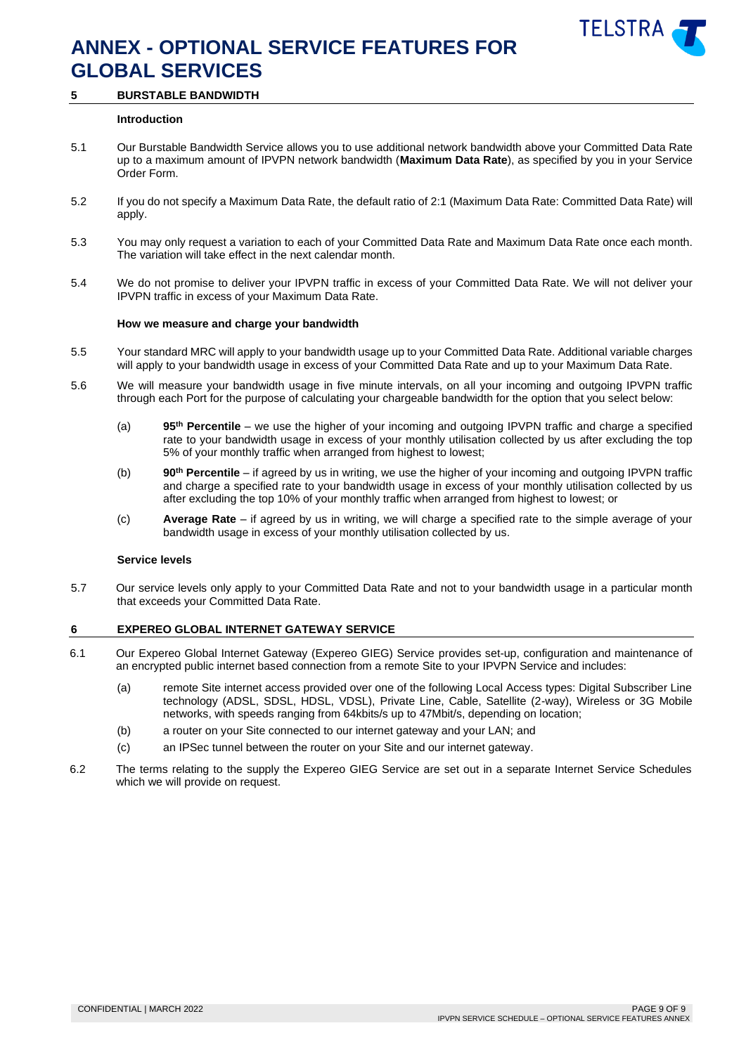# ANNEX - OPTIONAL SERVICE FEATURES FOR GLOBAL SERVICES

## 5 BURSTABLE BANDWIDTH

### Introduction

5.1 Our Burstable Bandwidth Service allows you to use additional network bandwidth above your Committed Data Rate up to a maximum amount of IPVPN network bandwidth (**Maximum Data Rate**), as specified by you in your Service Order Form.

5.2 If you do not specify a Maximum Data Rate, the default ratio of 2:1 (Maximum Data Rate: Committed Data Rate) will apply.

5.3 You may only request a variation to each of your Committed Data Rate and Maximum Data Rate once each month. The variation will take effect in the next calendar month.

5.4 We do not promise to deliver your IPVPN traffic in excess of your Committed Data Rate. We will not deliver your IPVPN traffic in excess of your Maximum Data Rate.

### How we measure and charge your bandwidth

5.5 Your standard MRC will apply to your bandwidth usage up to your Committed Data Rate. Additional variable charges will apply to your bandwidth usage in excess of your Committed Data Rate and up to your Maximum Data Rate.

5.6 We will measure your bandwidth usage in five minute intervals, on all your incoming and outgoing IPVPN traffic through each Port for the purpose of calculating your chargeable bandwidth for the option that you select below:

(a) **95th Percentile** – we use the higher of your incoming and outgoing IPVPN traffic and charge a specified rate to your bandwidth usage in excess of your monthly utilisation collected by us after excluding the top 5% of your monthly traffic when arranged from highest to lowest;

(b) **90th Percentile** – if agreed by us in writing, we use the higher of your incoming and outgoing IPVPN traffic and charge a specified rate to your bandwidth usage in excess of your monthly utilisation collected by us after excluding the top 10% of your monthly traffic when arranged from highest to lowest; or

(c) **Average Rate** – if agreed by us in writing, we will charge a specified rate to the simple average of your bandwidth usage in excess of your monthly utilisation collected by us.

### Service levels

5.7 Our service levels only apply to your Committed Data Rate and not to your bandwidth usage in a particular month that exceeds your Committed Data Rate.

## 6 EXPEREO GLOBAL INTERNET GATEWAY SERVICE

6.1 Our Expereo Global Internet Gateway (Expereo GIEG) Service provides set-up, configuration and maintenance of an encrypted public internet based connection from a remote Site to your IPVPN Service and includes:

(a) remote Site internet access provided over one of the following Local Access types: Digital Subscriber Line technology (ADSL, SDSL, HDSL, VDSL), Private Line, Cable, Satellite (2-way), Wireless or 3G Mobile networks, with speeds ranging from 64kbits/s up to 47Mbit/s, depending on location;

(b) a router on your Site connected to our internet gateway and your LAN; and

(c) an IPSec tunnel between the router on your Site and our internet gateway.

6.2 The terms relating to the supply the Expereo GIEG Service are set out in a separate Internet Service Schedules which we will provide on request.